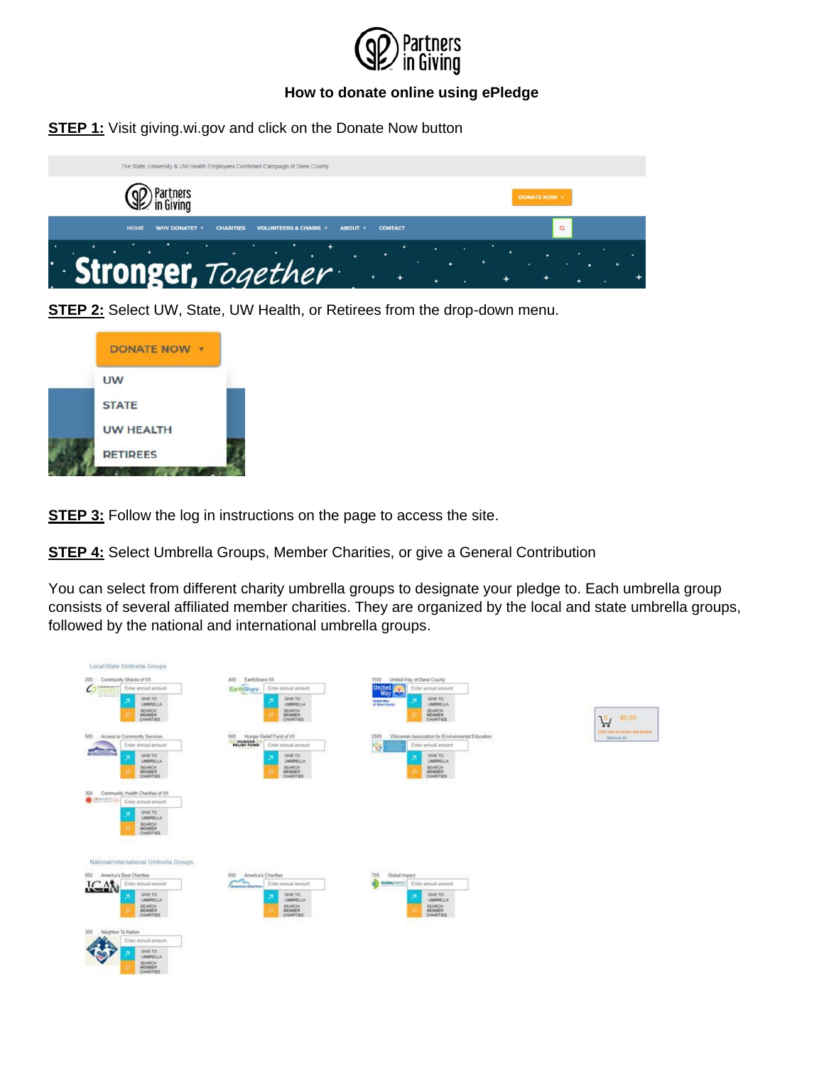Partners in Giving

# How to donate online using ePledge

**STEP 1:** Visit giving.wi.gov and click on the Donate Now button

**STEP 2:** Select UW, State, UW Health, or Retirees from the drop-down menu.

**STEP 3:** Follow the log in instructions on the page to access the site.

**STEP 4:** Select Umbrella Groups, Member Charities, or give a General Contribution

You can select from different charity umbrella groups to designate your pledge to. Each umbrella group consists of several affiliated member charities. They are organized by the local and state umbrella groups, followed by the national and international umbrella groups.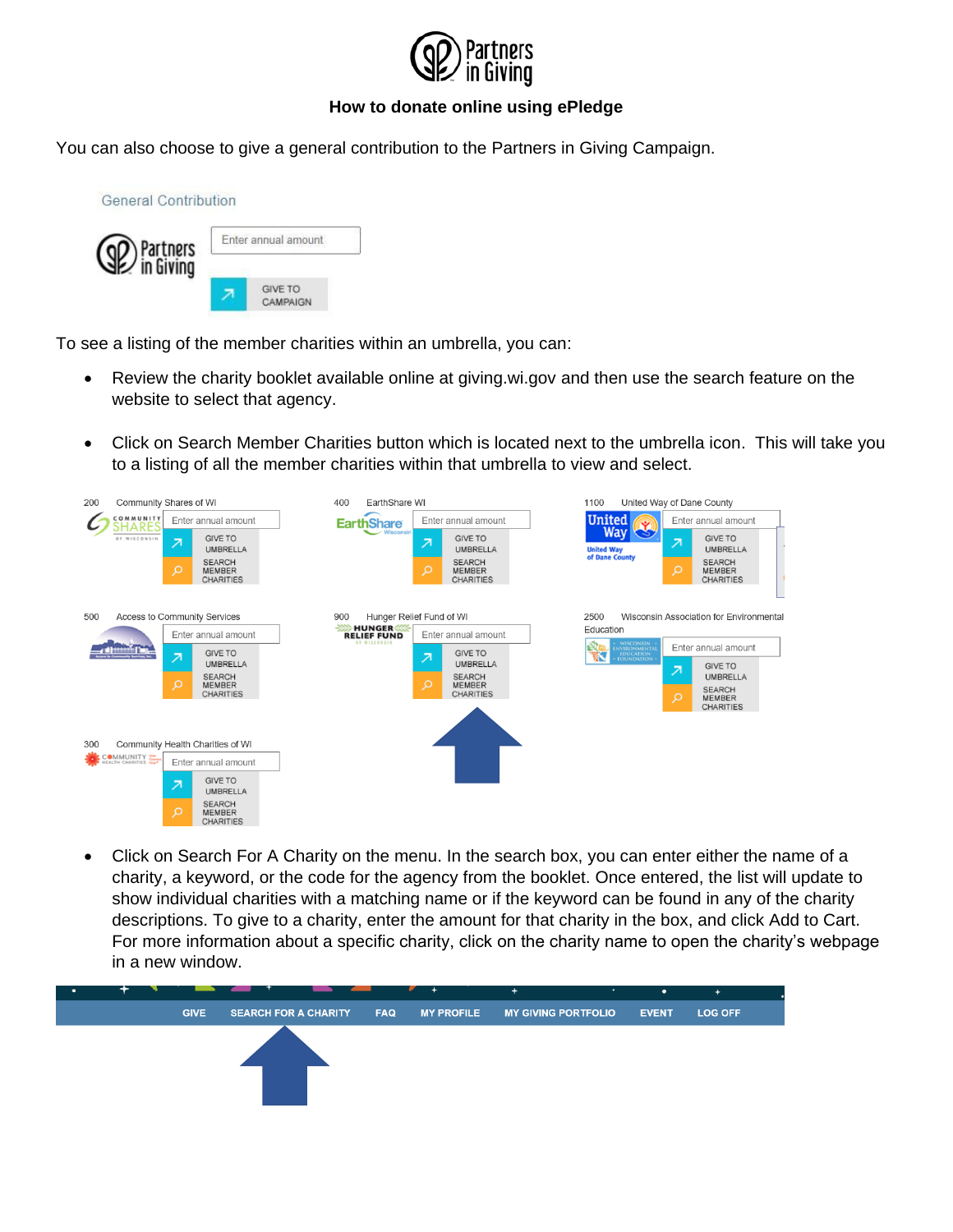Partners in Giving

## How to donate online using ePledge

You can also choose to give a general contribution to the Partners in Giving Campaign.

General Contribution

Partners in Giving

Enter annual amount

GIVE TO CAMPAIGN

To see a listing of the member charities within an umbrella, you can:

- Review the charity booklet available online at giving.wi.gov and then use the search feature on the website to select that agency.
- Click on Search Member Charities button which is located next to the umbrella icon. This will take you to a listing of all the member charities within that umbrella to view and select.

200 Community Shares of WI — Enter annual amount — GIVE TO UMBRELLA — SEARCH MEMBER CHARITIES

400 EarthShare WI — Enter annual amount — GIVE TO UMBRELLA — SEARCH MEMBER CHARITIES

1100 United Way of Dane County — Enter annual amount — GIVE TO UMBRELLA — SEARCH MEMBER CHARITIES

500 Access to Community Services — Enter annual amount — GIVE TO UMBRELLA — SEARCH MEMBER CHARITIES

900 Hunger Relief Fund of WI — Enter annual amount — GIVE TO UMBRELLA — SEARCH MEMBER CHARITIES

2500 Wisconsin Association for Environmental Education — Enter annual amount — GIVE TO UMBRELLA — SEARCH MEMBER CHARITIES

300 Community Health Charities of WI — Enter annual amount — GIVE TO UMBRELLA — SEARCH MEMBER CHARITIES

- Click on Search For A Charity on the menu. In the search box, you can enter either the name of a charity, a keyword, or the code for the agency from the booklet. Once entered, the list will update to show individual charities with a matching name or if the keyword can be found in any of the charity descriptions. To give to a charity, enter the amount for that charity in the box, and click Add to Cart. For more information about a specific charity, click on the charity name to open the charity's webpage in a new window.

GIVE | SEARCH FOR A CHARITY | FAQ | MY PROFILE | MY GIVING PORTFOLIO | EVENT | LOG OFF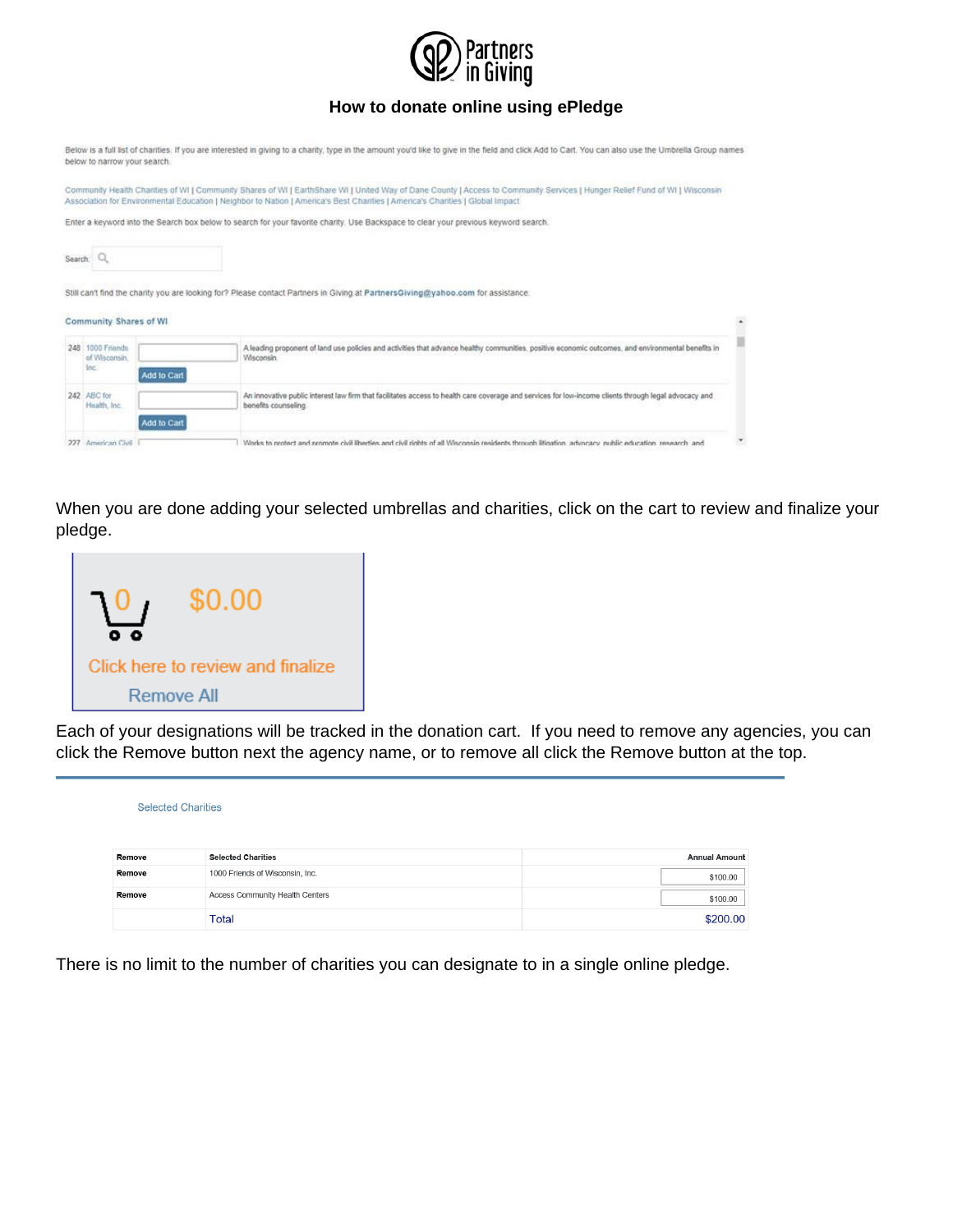# How to donate online using ePledge

Below is a full list of charities. If you are interested in giving to a charity, type in the amount you'd like to give in the field and click Add to Cart. You can also use the Umbrella Group names below to narrow your search.

Community Health Charities of WI | Community Shares of WI | EarthShare WI | United Way of Dane County | Access to Community Services | Hunger Relief Fund of WI | Wisconsin Association for Environmental Education | Neighbor to Nation | America's Best Charities | America's Charities | Global Impact

Enter a keyword into the Search box below to search for your favorite charity. Use Backspace to clear your previous keyword search.

Search:

Still can't find the charity you are looking for? Please contact Partners in Giving at PartnersGiving@yahoo.com for assistance.

Community Shares of WI

| | | | |
|---|---|---|---|
| 248 | 1000 Friends of Wisconsin, Inc. | Add to Cart | A leading proponent of land use policies and activities that advance healthy communities, positive economic outcomes, and environmental benefits in Wisconsin. |
| 242 | ABC for Health, Inc. | Add to Cart | An innovative public interest law firm that facilitates access to health care coverage and services for low-income clients through legal advocacy and benefits counseling. |
| 227 | American Civil | | Works to protect and promote civil liberties and civil rights of all Wisconsin residents through litigation, advocacy, public education, research, and |

When you are done adding your selected umbrellas and charities, click on the cart to review and finalize your pledge.

0 $0.00

Click here to review and finalize

Remove All

Each of your designations will be tracked in the donation cart. If you need to remove any agencies, you can click the Remove button next the agency name, or to remove all click the Remove button at the top.

Selected Charities

| Remove | Selected Charities | Annual Amount |
|---|---|---|
| Remove | 1000 Friends of Wisconsin, Inc. | $100.00 |
| Remove | Access Community Health Centers | $100.00 |
| | Total | $200.00 |

There is no limit to the number of charities you can designate to in a single online pledge.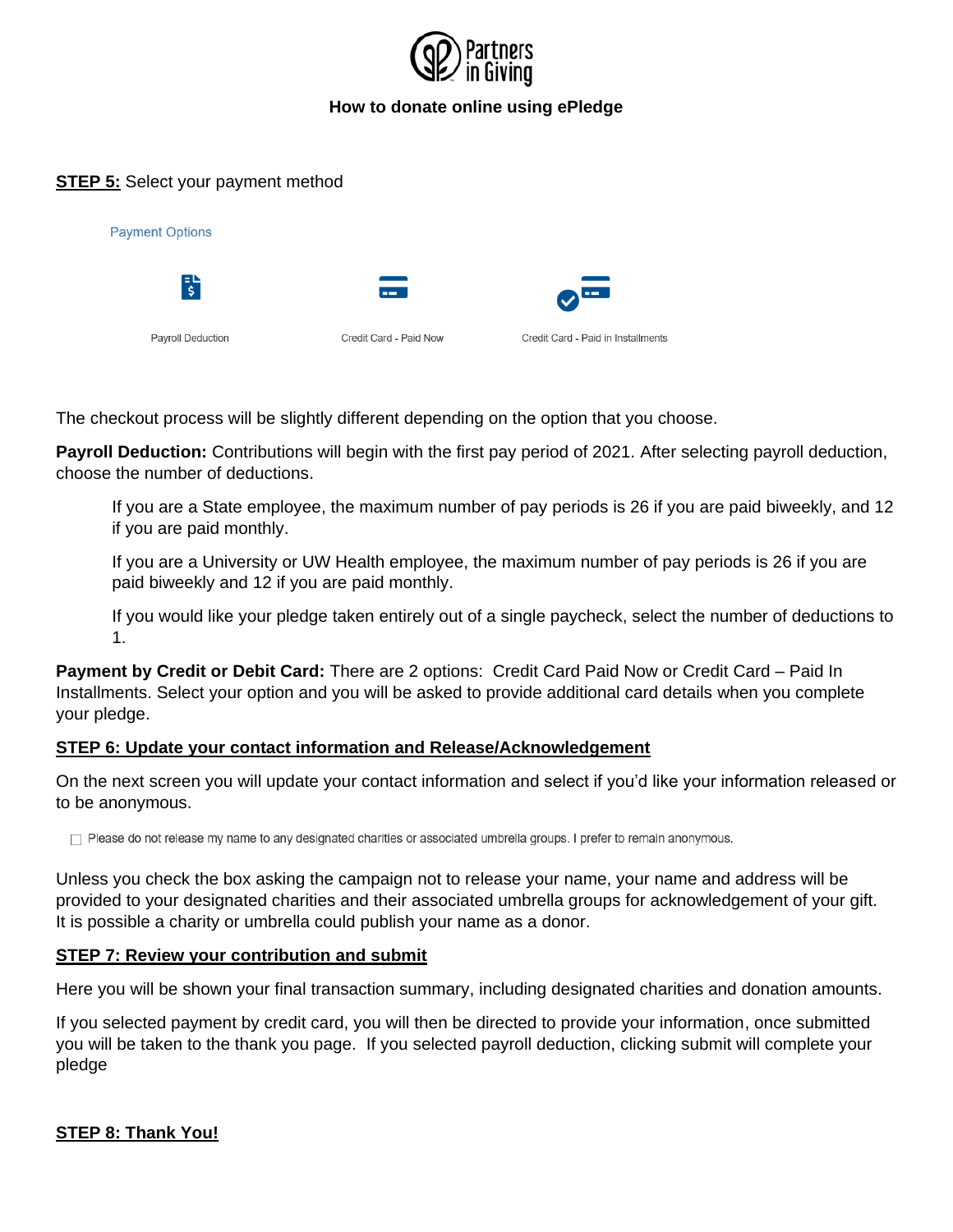**How to donate online using ePledge**

**STEP 5:** Select your payment method

Payment Options

Payroll Deduction | Credit Card - Paid Now | Credit Card - Paid in Installments

The checkout process will be slightly different depending on the option that you choose.

**Payroll Deduction:** Contributions will begin with the first pay period of 2021. After selecting payroll deduction, choose the number of deductions.

> If you are a State employee, the maximum number of pay periods is 26 if you are paid biweekly, and 12 if you are paid monthly.
>
> If you are a University or UW Health employee, the maximum number of pay periods is 26 if you are paid biweekly and 12 if you are paid monthly.
>
> If you would like your pledge taken entirely out of a single paycheck, select the number of deductions to 1.

**Payment by Credit or Debit Card:** There are 2 options: Credit Card Paid Now or Credit Card – Paid In Installments. Select your option and you will be asked to provide additional card details when you complete your pledge.

## STEP 6: Update your contact information and Release/Acknowledgement

On the next screen you will update your contact information and select if you'd like your information released or to be anonymous.

☐ Please do not release my name to any designated charities or associated umbrella groups. I prefer to remain anonymous.

Unless you check the box asking the campaign not to release your name, your name and address will be provided to your designated charities and their associated umbrella groups for acknowledgement of your gift. It is possible a charity or umbrella could publish your name as a donor.

## STEP 7: Review your contribution and submit

Here you will be shown your final transaction summary, including designated charities and donation amounts.

If you selected payment by credit card, you will then be directed to provide your information, once submitted you will be taken to the thank you page. If you selected payroll deduction, clicking submit will complete your pledge

## STEP 8: Thank You!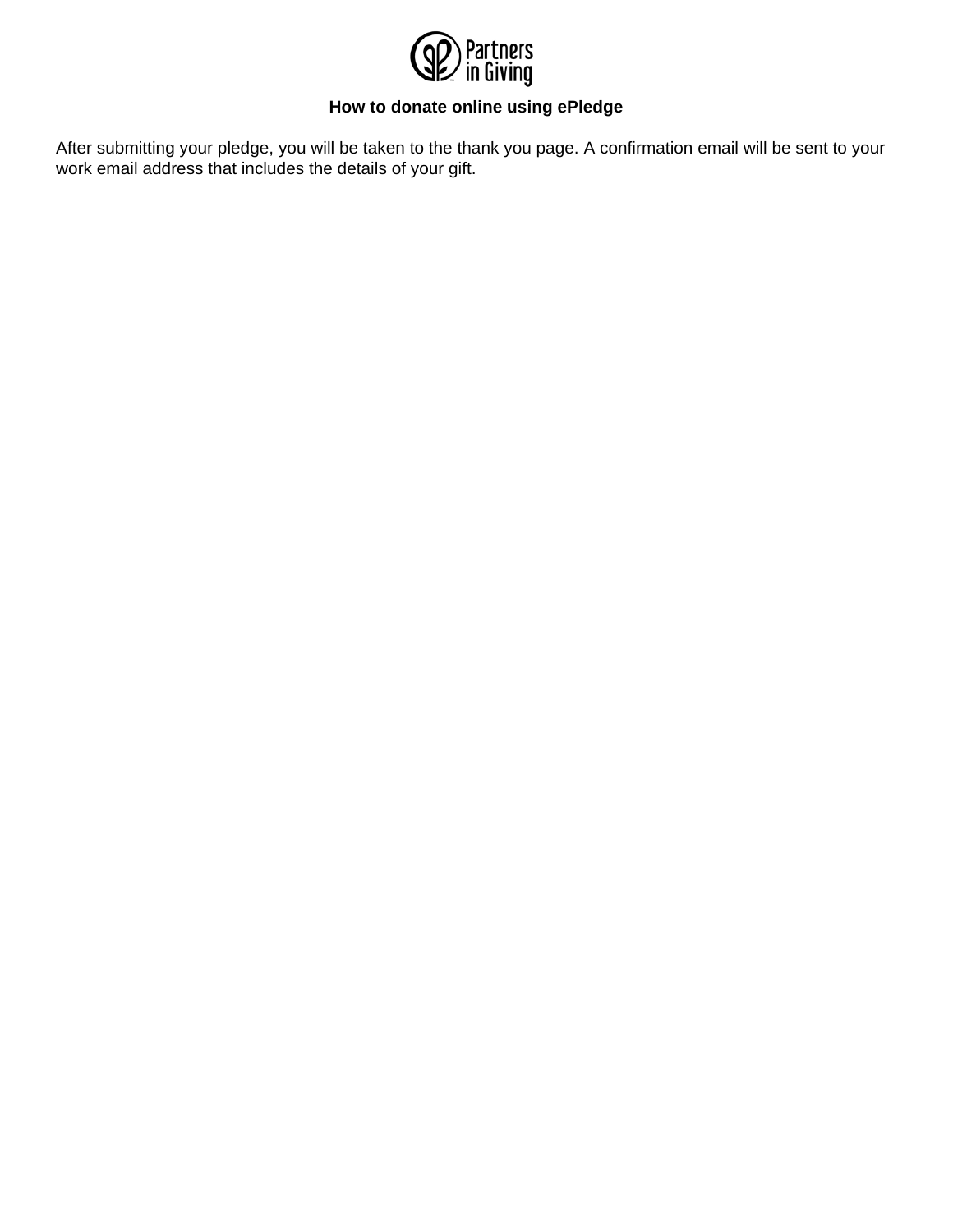Partners in Giving

**How to donate online using ePledge**

After submitting your pledge, you will be taken to the thank you page. A confirmation email will be sent to your work email address that includes the details of your gift.